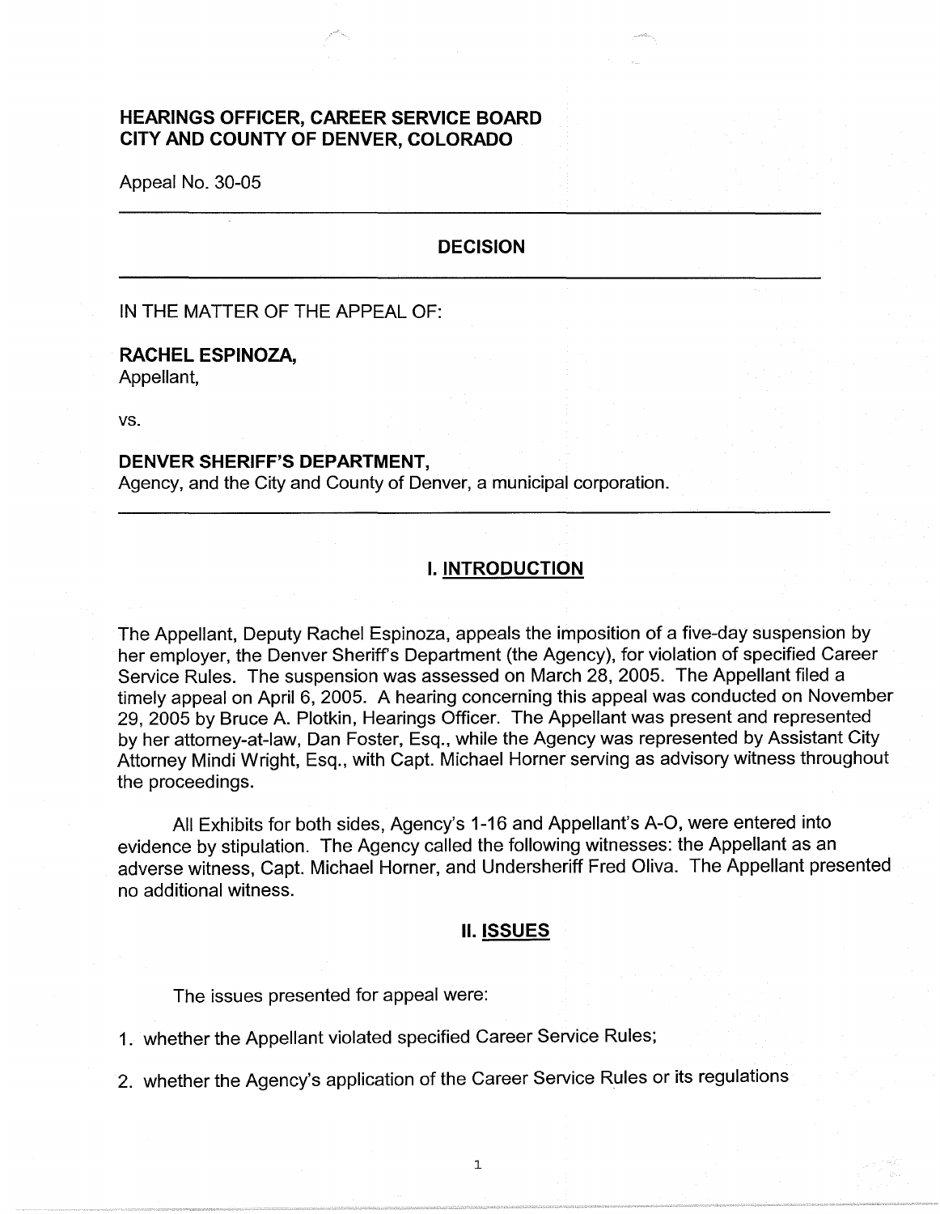**HEARINGS OFFICER, CAREER SERVICE BOARD**
**CITY AND COUNTY OF DENVER, COLORADO**

Appeal No. 30-05

---

## DECISION

---

IN THE MATTER OF THE APPEAL OF:

**RACHEL ESPINOZA,**
Appellant,

vs.

**DENVER SHERIFF'S DEPARTMENT,**
Agency, and the City and County of Denver, a municipal corporation.

---

## I. INTRODUCTION

The Appellant, Deputy Rachel Espinoza, appeals the imposition of a five-day suspension by her employer, the Denver Sheriff's Department (the Agency), for violation of specified Career Service Rules. The suspension was assessed on March 28, 2005. The Appellant filed a timely appeal on April 6, 2005. A hearing concerning this appeal was conducted on November 29, 2005 by Bruce A. Plotkin, Hearings Officer. The Appellant was present and represented by her attorney-at-law, Dan Foster, Esq., while the Agency was represented by Assistant City Attorney Mindi Wright, Esq., with Capt. Michael Horner serving as advisory witness throughout the proceedings.

All Exhibits for both sides, Agency's 1-16 and Appellant's A-O, were entered into evidence by stipulation. The Agency called the following witnesses: the Appellant as an adverse witness, Capt. Michael Horner, and Undersheriff Fred Oliva. The Appellant presented no additional witness.

## II. ISSUES

The issues presented for appeal were:

1. whether the Appellant violated specified Career Service Rules;

2. whether the Agency's application of the Career Service Rules or its regulations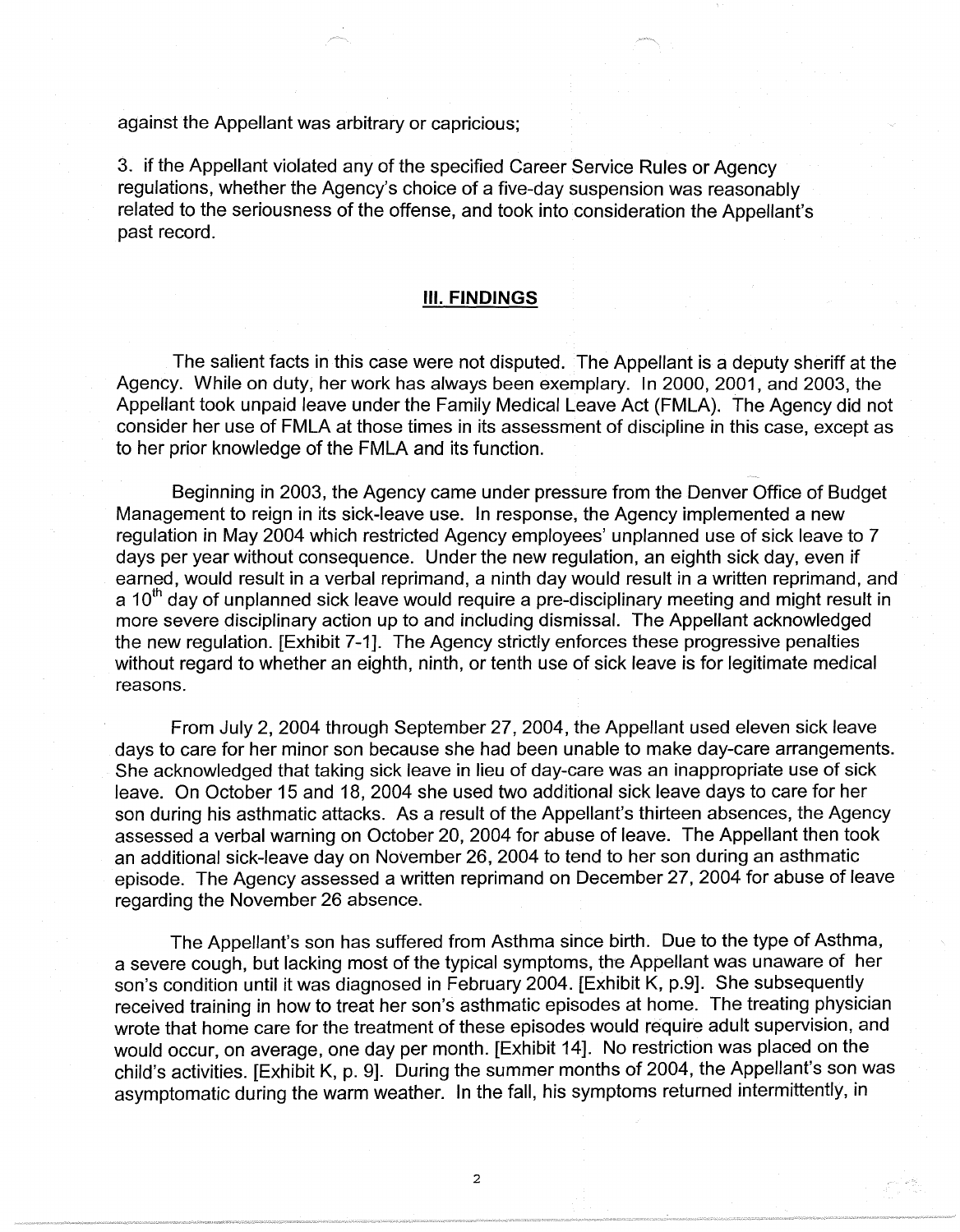against the Appellant was arbitrary or capricious;

3. if the Appellant violated any of the specified Career Service Rules or Agency regulations, whether the Agency's choice of a five-day suspension was reasonably related to the seriousness of the offense, and took into consideration the Appellant's past record.

## III. FINDINGS

The salient facts in this case were not disputed. The Appellant is a deputy sheriff at the Agency. While on duty, her work has always been exemplary. In 2000, 2001, and 2003, the Appellant took unpaid leave under the Family Medical Leave Act (FMLA). The Agency did not consider her use of FMLA at those times in its assessment of discipline in this case, except as to her prior knowledge of the FMLA and its function.

Beginning in 2003, the Agency came under pressure from the Denver Office of Budget Management to reign in its sick-leave use. In response, the Agency implemented a new regulation in May 2004 which restricted Agency employees' unplanned use of sick leave to 7 days per year without consequence. Under the new regulation, an eighth sick day, even if earned, would result in a verbal reprimand, a ninth day would result in a written reprimand, and a 10th day of unplanned sick leave would require a pre-disciplinary meeting and might result in more severe disciplinary action up to and including dismissal. The Appellant acknowledged the new regulation. [Exhibit 7-1]. The Agency strictly enforces these progressive penalties without regard to whether an eighth, ninth, or tenth use of sick leave is for legitimate medical reasons.

From July 2, 2004 through September 27, 2004, the Appellant used eleven sick leave days to care for her minor son because she had been unable to make day-care arrangements. She acknowledged that taking sick leave in lieu of day-care was an inappropriate use of sick leave. On October 15 and 18, 2004 she used two additional sick leave days to care for her son during his asthmatic attacks. As a result of the Appellant's thirteen absences, the Agency assessed a verbal warning on October 20, 2004 for abuse of leave. The Appellant then took an additional sick-leave day on November 26, 2004 to tend to her son during an asthmatic episode. The Agency assessed a written reprimand on December 27, 2004 for abuse of leave regarding the November 26 absence.

The Appellant's son has suffered from Asthma since birth. Due to the type of Asthma, a severe cough, but lacking most of the typical symptoms, the Appellant was unaware of her son's condition until it was diagnosed in February 2004. [Exhibit K, p.9]. She subsequently received training in how to treat her son's asthmatic episodes at home. The treating physician wrote that home care for the treatment of these episodes would require adult supervision, and would occur, on average, one day per month. [Exhibit 14]. No restriction was placed on the child's activities. [Exhibit K, p. 9]. During the summer months of 2004, the Appellant's son was asymptomatic during the warm weather. In the fall, his symptoms returned intermittently, in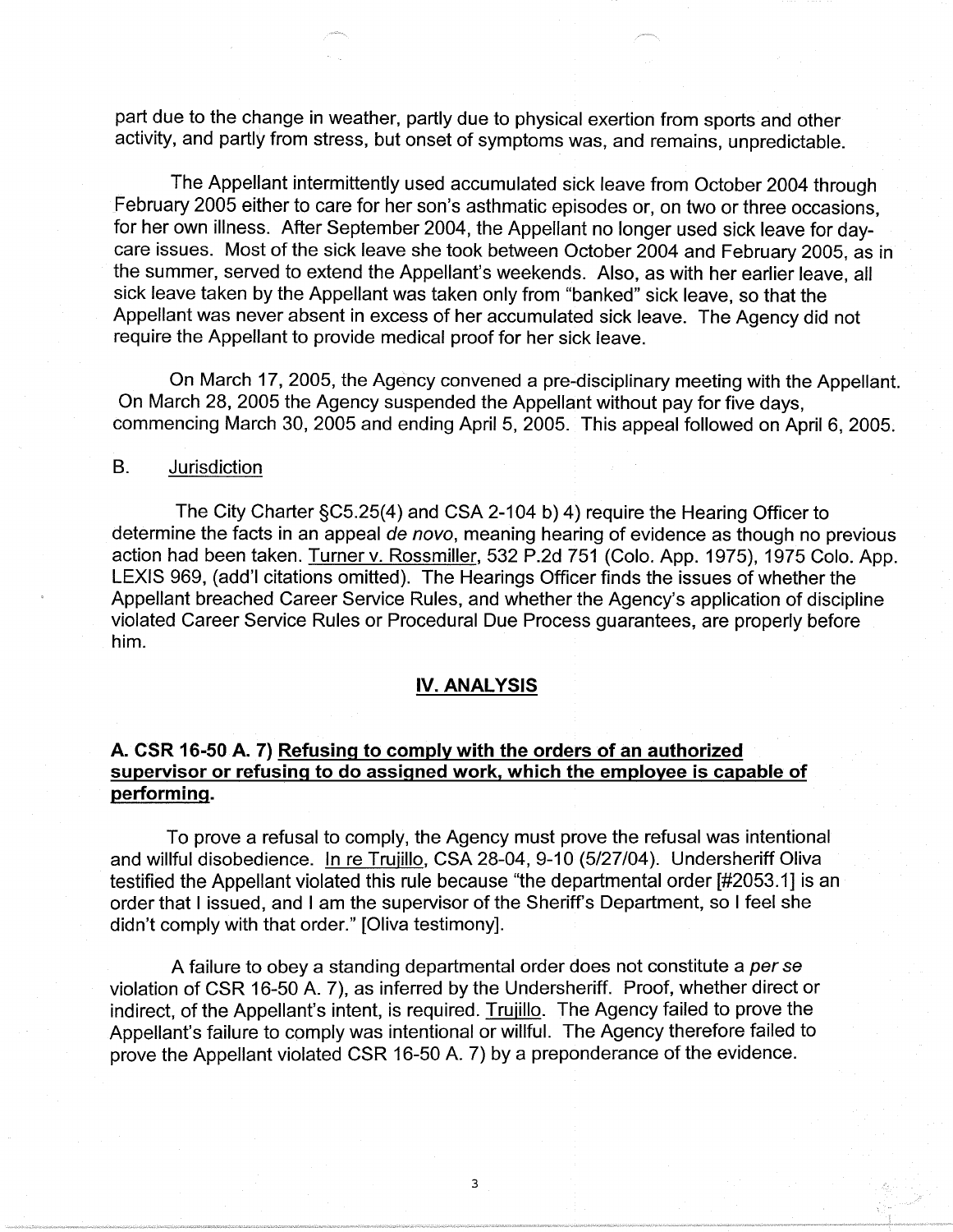part due to the change in weather, partly due to physical exertion from sports and other activity, and partly from stress, but onset of symptoms was, and remains, unpredictable.

The Appellant intermittently used accumulated sick leave from October 2004 through February 2005 either to care for her son's asthmatic episodes or, on two or three occasions, for her own illness. After September 2004, the Appellant no longer used sick leave for day-care issues. Most of the sick leave she took between October 2004 and February 2005, as in the summer, served to extend the Appellant's weekends. Also, as with her earlier leave, all sick leave taken by the Appellant was taken only from "banked" sick leave, so that the Appellant was never absent in excess of her accumulated sick leave. The Agency did not require the Appellant to provide medical proof for her sick leave.

On March 17, 2005, the Agency convened a pre-disciplinary meeting with the Appellant. On March 28, 2005 the Agency suspended the Appellant without pay for five days, commencing March 30, 2005 and ending April 5, 2005. This appeal followed on April 6, 2005.

B. Jurisdiction

The City Charter §C5.25(4) and CSA 2-104 b) 4) require the Hearing Officer to determine the facts in an appeal *de novo*, meaning hearing of evidence as though no previous action had been taken. Turner v. Rossmiller, 532 P.2d 751 (Colo. App. 1975), 1975 Colo. App. LEXIS 969, (add'l citations omitted). The Hearings Officer finds the issues of whether the Appellant breached Career Service Rules, and whether the Agency's application of discipline violated Career Service Rules or Procedural Due Process guarantees, are properly before him.

## IV. ANALYSIS

### A. CSR 16-50 A. 7) Refusing to comply with the orders of an authorized supervisor or refusing to do assigned work, which the employee is capable of performing.

To prove a refusal to comply, the Agency must prove the refusal was intentional and willful disobedience. In re Trujillo, CSA 28-04, 9-10 (5/27/04). Undersheriff Oliva testified the Appellant violated this rule because "the departmental order [#2053.1] is an order that I issued, and I am the supervisor of the Sheriff's Department, so I feel she didn't comply with that order." [Oliva testimony].

A failure to obey a standing departmental order does not constitute a *per se* violation of CSR 16-50 A. 7), as inferred by the Undersheriff. Proof, whether direct or indirect, of the Appellant's intent, is required. Trujillo. The Agency failed to prove the Appellant's failure to comply was intentional or willful. The Agency therefore failed to prove the Appellant violated CSR 16-50 A. 7) by a preponderance of the evidence.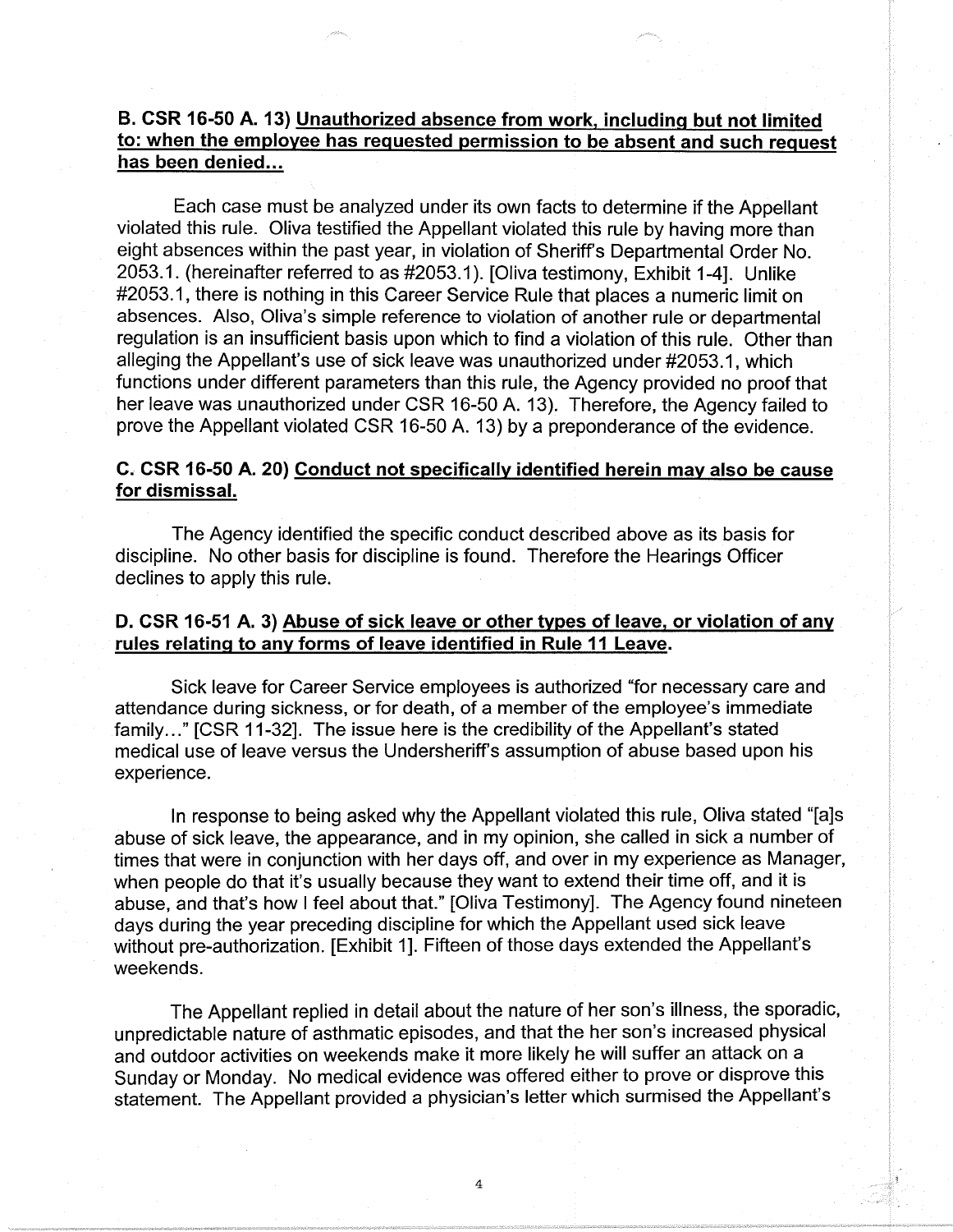### B. CSR 16-50 A. 13) <u>Unauthorized absence from work, including but not limited to: when the employee has requested permission to be absent and such request has been denied...</u>

Each case must be analyzed under its own facts to determine if the Appellant violated this rule. Oliva testified the Appellant violated this rule by having more than eight absences within the past year, in violation of Sheriff's Departmental Order No. 2053.1. (hereinafter referred to as #2053.1). [Oliva testimony, Exhibit 1-4]. Unlike #2053.1, there is nothing in this Career Service Rule that places a numeric limit on absences. Also, Oliva's simple reference to violation of another rule or departmental regulation is an insufficient basis upon which to find a violation of this rule. Other than alleging the Appellant's use of sick leave was unauthorized under #2053.1, which functions under different parameters than this rule, the Agency provided no proof that her leave was unauthorized under CSR 16-50 A. 13). Therefore, the Agency failed to prove the Appellant violated CSR 16-50 A. 13) by a preponderance of the evidence.

### C. CSR 16-50 A. 20) <u>Conduct not specifically identified herein may also be cause for dismissal.</u>

The Agency identified the specific conduct described above as its basis for discipline. No other basis for discipline is found. Therefore the Hearings Officer declines to apply this rule.

### D. CSR 16-51 A. 3) <u>Abuse of sick leave or other types of leave, or violation of any rules relating to any forms of leave identified in Rule 11 Leave.</u>

Sick leave for Career Service employees is authorized "for necessary care and attendance during sickness, or for death, of a member of the employee's immediate family..." [CSR 11-32]. The issue here is the credibility of the Appellant's stated medical use of leave versus the Undersheriff's assumption of abuse based upon his experience.

In response to being asked why the Appellant violated this rule, Oliva stated "[a]s abuse of sick leave, the appearance, and in my opinion, she called in sick a number of times that were in conjunction with her days off, and over in my experience as Manager, when people do that it's usually because they want to extend their time off, and it is abuse, and that's how I feel about that." [Oliva Testimony]. The Agency found nineteen days during the year preceding discipline for which the Appellant used sick leave without pre-authorization. [Exhibit 1]. Fifteen of those days extended the Appellant's weekends.

The Appellant replied in detail about the nature of her son's illness, the sporadic, unpredictable nature of asthmatic episodes, and that the her son's increased physical and outdoor activities on weekends make it more likely he will suffer an attack on a Sunday or Monday. No medical evidence was offered either to prove or disprove this statement. The Appellant provided a physician's letter which surmised the Appellant's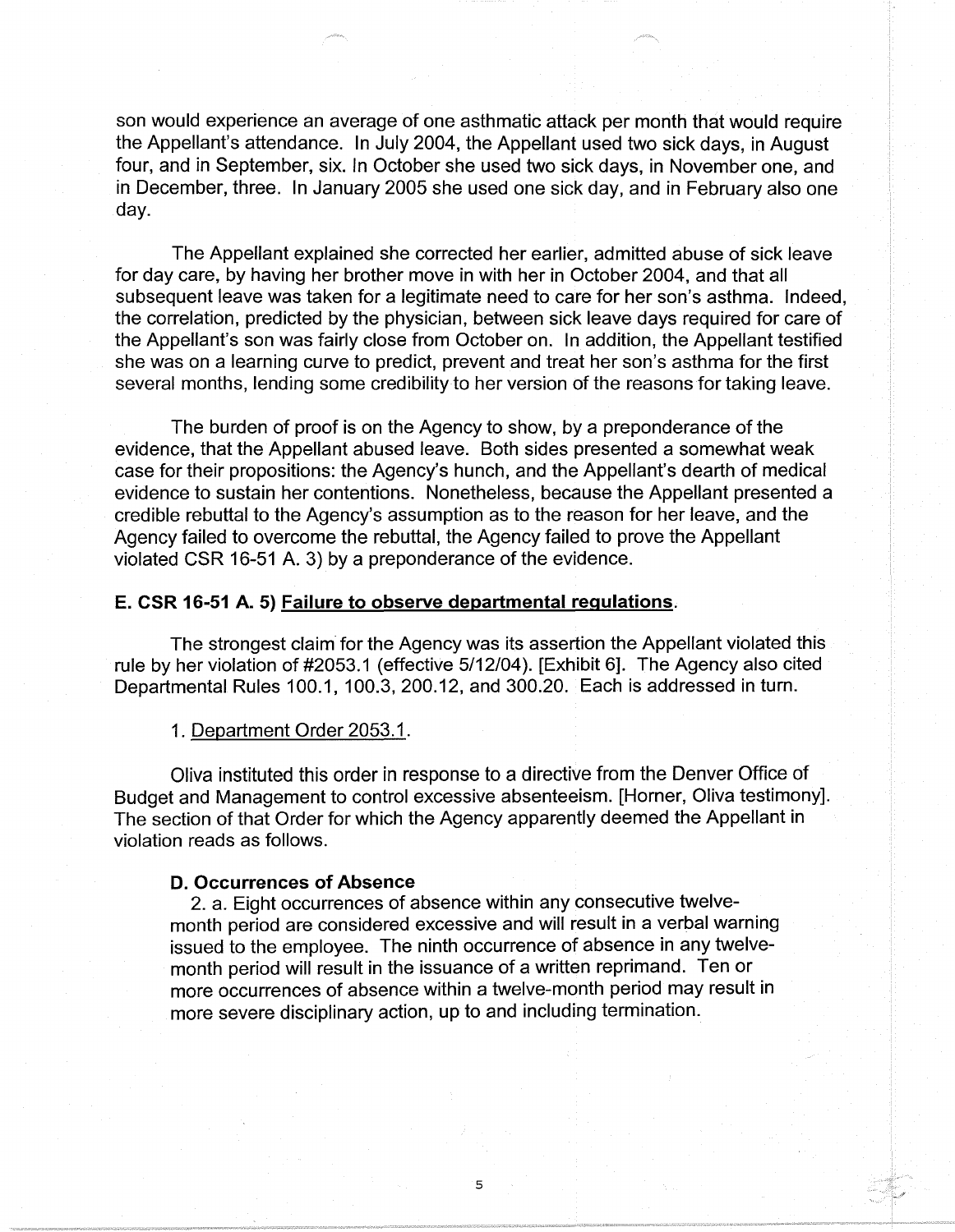son would experience an average of one asthmatic attack per month that would require the Appellant's attendance. In July 2004, the Appellant used two sick days, in August four, and in September, six. In October she used two sick days, in November one, and in December, three. In January 2005 she used one sick day, and in February also one day.

The Appellant explained she corrected her earlier, admitted abuse of sick leave for day care, by having her brother move in with her in October 2004, and that all subsequent leave was taken for a legitimate need to care for her son's asthma. Indeed, the correlation, predicted by the physician, between sick leave days required for care of the Appellant's son was fairly close from October on. In addition, the Appellant testified she was on a learning curve to predict, prevent and treat her son's asthma for the first several months, lending some credibility to her version of the reasons for taking leave.

The burden of proof is on the Agency to show, by a preponderance of the evidence, that the Appellant abused leave. Both sides presented a somewhat weak case for their propositions: the Agency's hunch, and the Appellant's dearth of medical evidence to sustain her contentions. Nonetheless, because the Appellant presented a credible rebuttal to the Agency's assumption as to the reason for her leave, and the Agency failed to overcome the rebuttal, the Agency failed to prove the Appellant violated CSR 16-51 A. 3) by a preponderance of the evidence.

### E. CSR 16-51 A. 5) Failure to observe departmental regulations.

The strongest claim for the Agency was its assertion the Appellant violated this rule by her violation of #2053.1 (effective 5/12/04). [Exhibit 6]. The Agency also cited Departmental Rules 100.1, 100.3, 200.12, and 300.20. Each is addressed in turn.

1. Department Order 2053.1.

Oliva instituted this order in response to a directive from the Denver Office of Budget and Management to control excessive absenteeism. [Horner, Oliva testimony]. The section of that Order for which the Agency apparently deemed the Appellant in violation reads as follows.

> **D. Occurrences of Absence**
>
> 2. a. Eight occurrences of absence within any consecutive twelve-month period are considered excessive and will result in a verbal warning issued to the employee. The ninth occurrence of absence in any twelve-month period will result in the issuance of a written reprimand. Ten or more occurrences of absence within a twelve-month period may result in more severe disciplinary action, up to and including termination.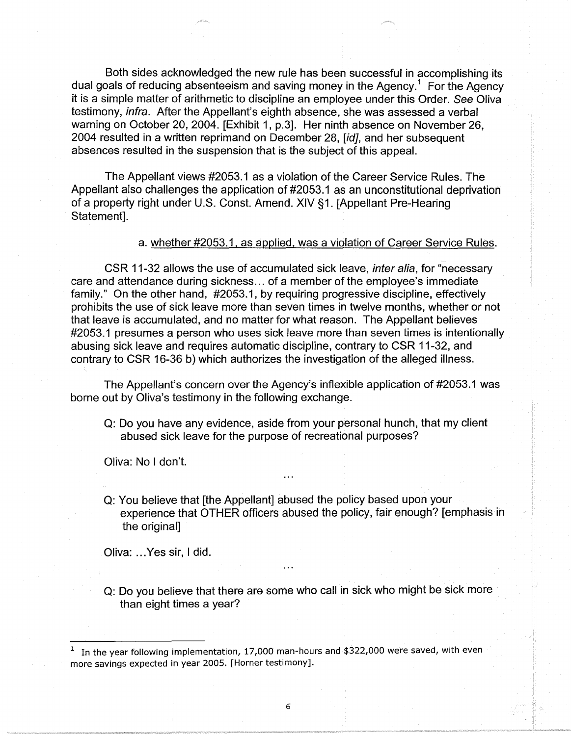Both sides acknowledged the new rule has been successful in accomplishing its dual goals of reducing absenteeism and saving money in the Agency.[1] For the Agency it is a simple matter of arithmetic to discipline an employee under this Order. *See* Oliva testimony, *infra*. After the Appellant's eighth absence, she was assessed a verbal warning on October 20, 2004. [Exhibit 1, p.3]. Her ninth absence on November 26, 2004 resulted in a written reprimand on December 28, [*id]*, and her subsequent absences resulted in the suspension that is the subject of this appeal.

The Appellant views #2053.1 as a violation of the Career Service Rules. The Appellant also challenges the application of #2053.1 as an unconstitutional deprivation of a property right under U.S. Const. Amend. XIV §1. [Appellant Pre-Hearing Statement].

a. <u>whether #2053.1, as applied, was a violation of Career Service Rules</u>.

CSR 11-32 allows the use of accumulated sick leave, *inter alia*, for "necessary care and attendance during sickness... of a member of the employee's immediate family." On the other hand, #2053.1, by requiring progressive discipline, effectively prohibits the use of sick leave more than seven times in twelve months, whether or not that leave is accumulated, and no matter for what reason. The Appellant believes #2053.1 presumes a person who uses sick leave more than seven times is intentionally abusing sick leave and requires automatic discipline, contrary to CSR 11-32, and contrary to CSR 16-36 b) which authorizes the investigation of the alleged illness.

The Appellant's concern over the Agency's inflexible application of #2053.1 was borne out by Oliva's testimony in the following exchange.

> Q: Do you have any evidence, aside from your personal hunch, that my client abused sick leave for the purpose of recreational purposes?
>
> Oliva: No I don't.
>
> ...
>
> Q: You believe that [the Appellant] abused the policy based upon your experience that OTHER officers abused the policy, fair enough? [emphasis in the original]
>
> Oliva: ...Yes sir, I did.
>
> ...
>
> Q: Do you believe that there are some who call in sick who might be sick more than eight times a year?

[1] In the year following implementation, 17,000 man-hours and $322,000 were saved, with even more savings expected in year 2005. [Horner testimony].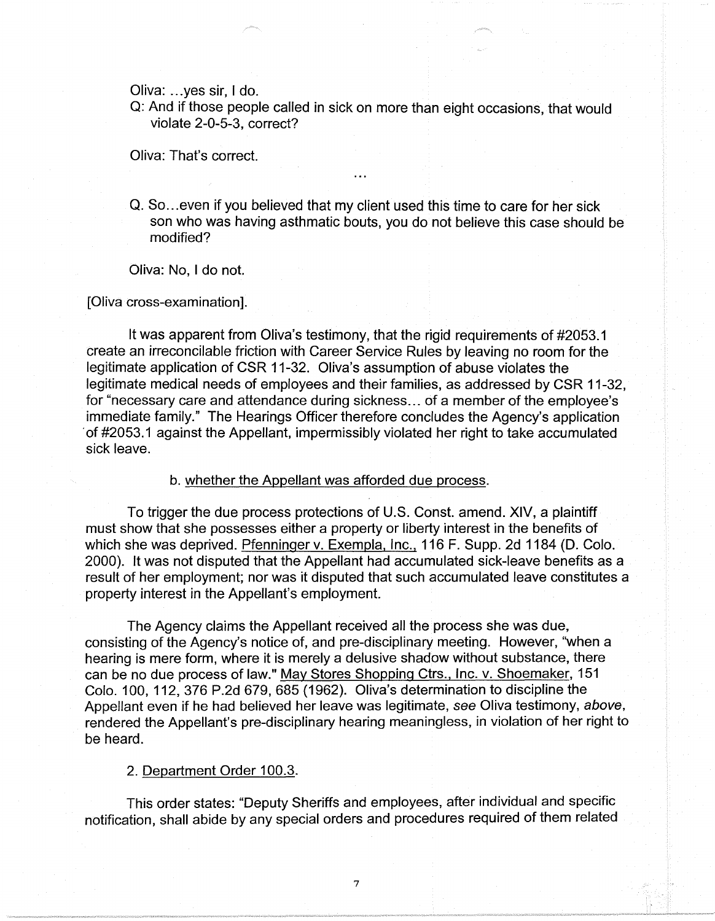Oliva: ...yes sir, I do.

Q: And if those people called in sick on more than eight occasions, that would violate 2-0-5-3, correct?

Oliva: That's correct.

...

Q. So...even if you believed that my client used this time to care for her sick son who was having asthmatic bouts, you do not believe this case should be modified?

Oliva: No, I do not.

[Oliva cross-examination].

It was apparent from Oliva's testimony, that the rigid requirements of #2053.1 create an irreconcilable friction with Career Service Rules by leaving no room for the legitimate application of CSR 11-32. Oliva's assumption of abuse violates the legitimate medical needs of employees and their families, as addressed by CSR 11-32, for "necessary care and attendance during sickness... of a member of the employee's immediate family." The Hearings Officer therefore concludes the Agency's application of #2053.1 against the Appellant, impermissibly violated her right to take accumulated sick leave.

b. whether the Appellant was afforded due process.

To trigger the due process protections of U.S. Const. amend. XIV, a plaintiff must show that she possesses either a property or liberty interest in the benefits of which she was deprived. Pfenninger v. Exempla, Inc., 116 F. Supp. 2d 1184 (D. Colo. 2000). It was not disputed that the Appellant had accumulated sick-leave benefits as a result of her employment; nor was it disputed that such accumulated leave constitutes a property interest in the Appellant's employment.

The Agency claims the Appellant received all the process she was due, consisting of the Agency's notice of, and pre-disciplinary meeting. However, "when a hearing is mere form, where it is merely a delusive shadow without substance, there can be no due process of law." May Stores Shopping Ctrs., Inc. v. Shoemaker, 151 Colo. 100, 112, 376 P.2d 679, 685 (1962). Oliva's determination to discipline the Appellant even if he had believed her leave was legitimate, *see* Oliva testimony, *above*, rendered the Appellant's pre-disciplinary hearing meaningless, in violation of her right to be heard.

2. Department Order 100.3.

This order states: "Deputy Sheriffs and employees, after individual and specific notification, shall abide by any special orders and procedures required of them related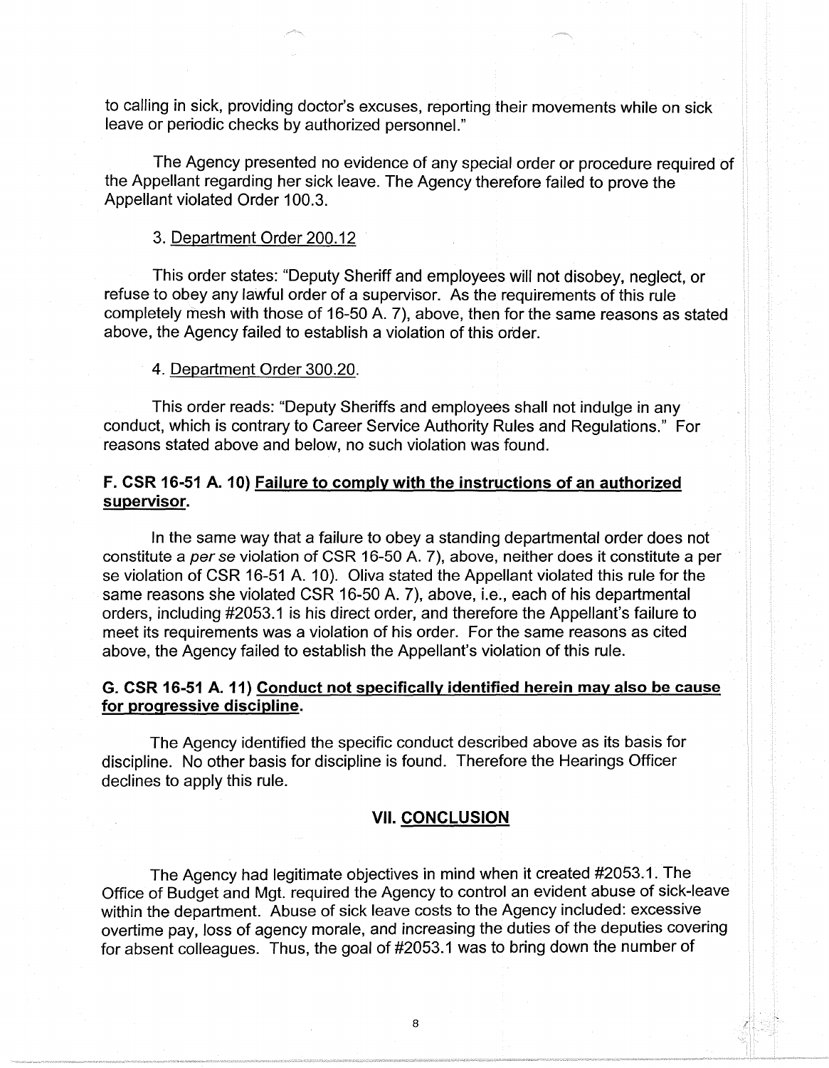to calling in sick, providing doctor's excuses, reporting their movements while on sick leave or periodic checks by authorized personnel."

The Agency presented no evidence of any special order or procedure required of the Appellant regarding her sick leave. The Agency therefore failed to prove the Appellant violated Order 100.3.

3. Department Order 200.12

This order states: "Deputy Sheriff and employees will not disobey, neglect, or refuse to obey any lawful order of a supervisor. As the requirements of this rule completely mesh with those of 16-50 A. 7), above, then for the same reasons as stated above, the Agency failed to establish a violation of this order.

4. Department Order 300.20.

This order reads: "Deputy Sheriffs and employees shall not indulge in any conduct, which is contrary to Career Service Authority Rules and Regulations." For reasons stated above and below, no such violation was found.

### F. CSR 16-51 A. 10) Failure to comply with the instructions of an authorized supervisor.

In the same way that a failure to obey a standing departmental order does not constitute a *per se* violation of CSR 16-50 A. 7), above, neither does it constitute a per se violation of CSR 16-51 A. 10). Oliva stated the Appellant violated this rule for the same reasons she violated CSR 16-50 A. 7), above, i.e., each of his departmental orders, including #2053.1 is his direct order, and therefore the Appellant's failure to meet its requirements was a violation of his order. For the same reasons as cited above, the Agency failed to establish the Appellant's violation of this rule.

### G. CSR 16-51 A. 11) Conduct not specifically identified herein may also be cause for progressive discipline.

The Agency identified the specific conduct described above as its basis for discipline. No other basis for discipline is found. Therefore the Hearings Officer declines to apply this rule.

## VII. CONCLUSION

The Agency had legitimate objectives in mind when it created #2053.1. The Office of Budget and Mgt. required the Agency to control an evident abuse of sick-leave within the department. Abuse of sick leave costs to the Agency included: excessive overtime pay, loss of agency morale, and increasing the duties of the deputies covering for absent colleagues. Thus, the goal of #2053.1 was to bring down the number of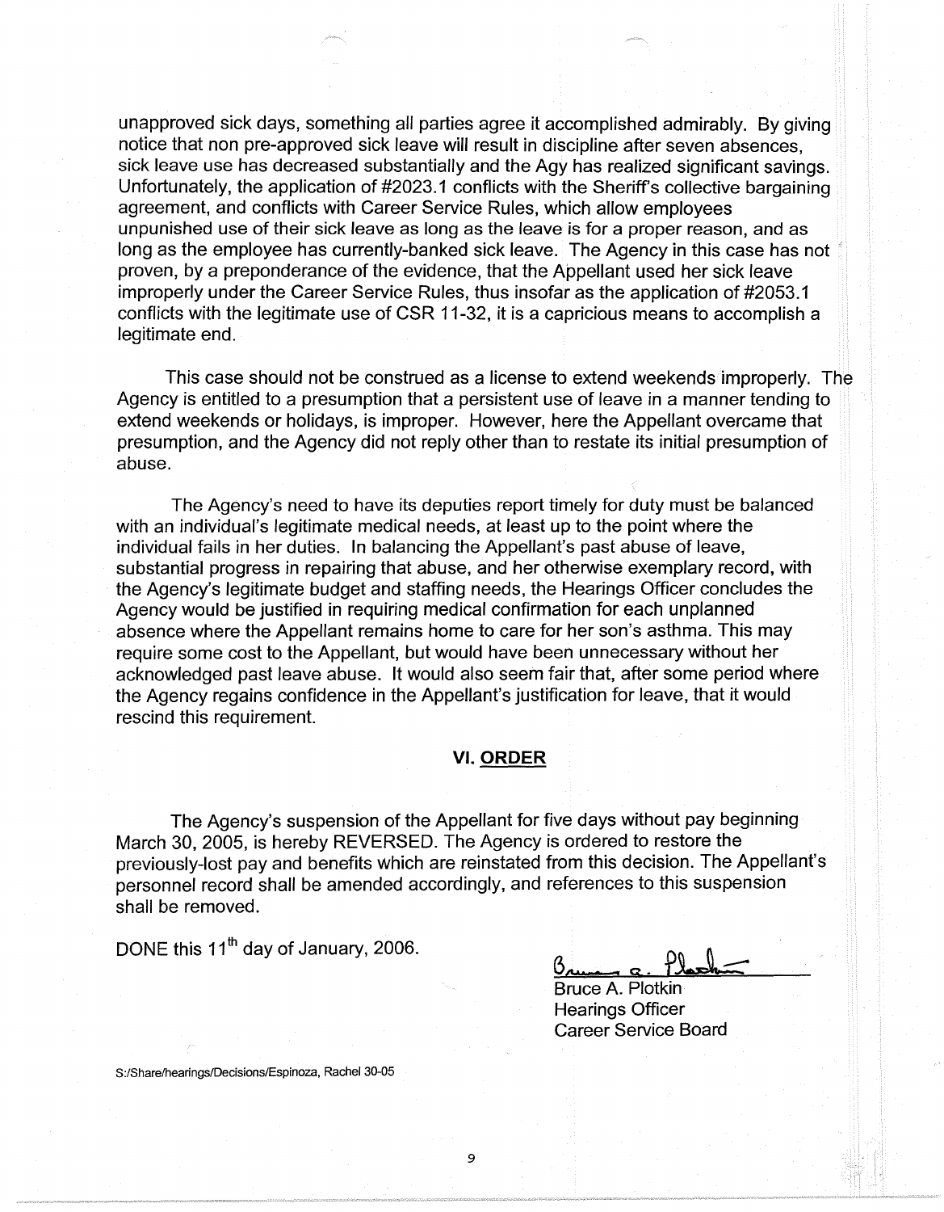unapproved sick days, something all parties agree it accomplished admirably. By giving notice that non pre-approved sick leave will result in discipline after seven absences, sick leave use has decreased substantially and the Agy has realized significant savings. Unfortunately, the application of #2023.1 conflicts with the Sheriff's collective bargaining agreement, and conflicts with Career Service Rules, which allow employees unpunished use of their sick leave as long as the leave is for a proper reason, and as long as the employee has currently-banked sick leave. The Agency in this case has not proven, by a preponderance of the evidence, that the Appellant used her sick leave improperly under the Career Service Rules, thus insofar as the application of #2053.1 conflicts with the legitimate use of CSR 11-32, it is a capricious means to accomplish a legitimate end.

This case should not be construed as a license to extend weekends improperly. The Agency is entitled to a presumption that a persistent use of leave in a manner tending to extend weekends or holidays, is improper. However, here the Appellant overcame that presumption, and the Agency did not reply other than to restate its initial presumption of abuse.

The Agency's need to have its deputies report timely for duty must be balanced with an individual's legitimate medical needs, at least up to the point where the individual fails in her duties. In balancing the Appellant's past abuse of leave, substantial progress in repairing that abuse, and her otherwise exemplary record, with the Agency's legitimate budget and staffing needs, the Hearings Officer concludes the Agency would be justified in requiring medical confirmation for each unplanned absence where the Appellant remains home to care for her son's asthma. This may require some cost to the Appellant, but would have been unnecessary without her acknowledged past leave abuse. It would also seem fair that, after some period where the Agency regains confidence in the Appellant's justification for leave, that it would rescind this requirement.

## VI. ORDER

The Agency's suspension of the Appellant for five days without pay beginning March 30, 2005, is hereby REVERSED. The Agency is ordered to restore the previously-lost pay and benefits which are reinstated from this decision. The Appellant's personnel record shall be amended accordingly, and references to this suspension shall be removed.

DONE this 11th day of January, 2006.

Bruce A. Plotkin
Hearings Officer
Career Service Board

S:/Share/hearings/Decisions/Espinoza, Rachel 30-05